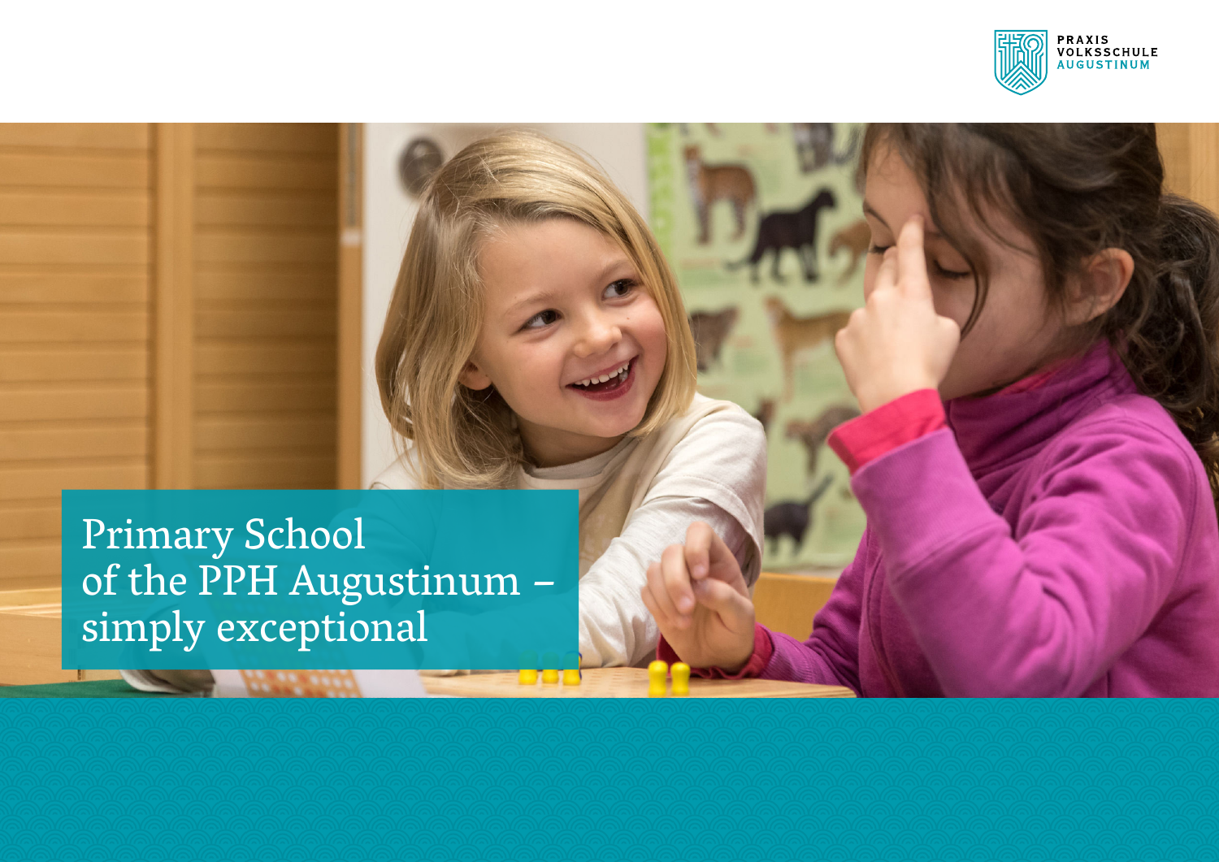PRAXIS
VOLKSSCHULE
AUGUSTINUM

# Primary School of the PPH Augustinum – simply exceptional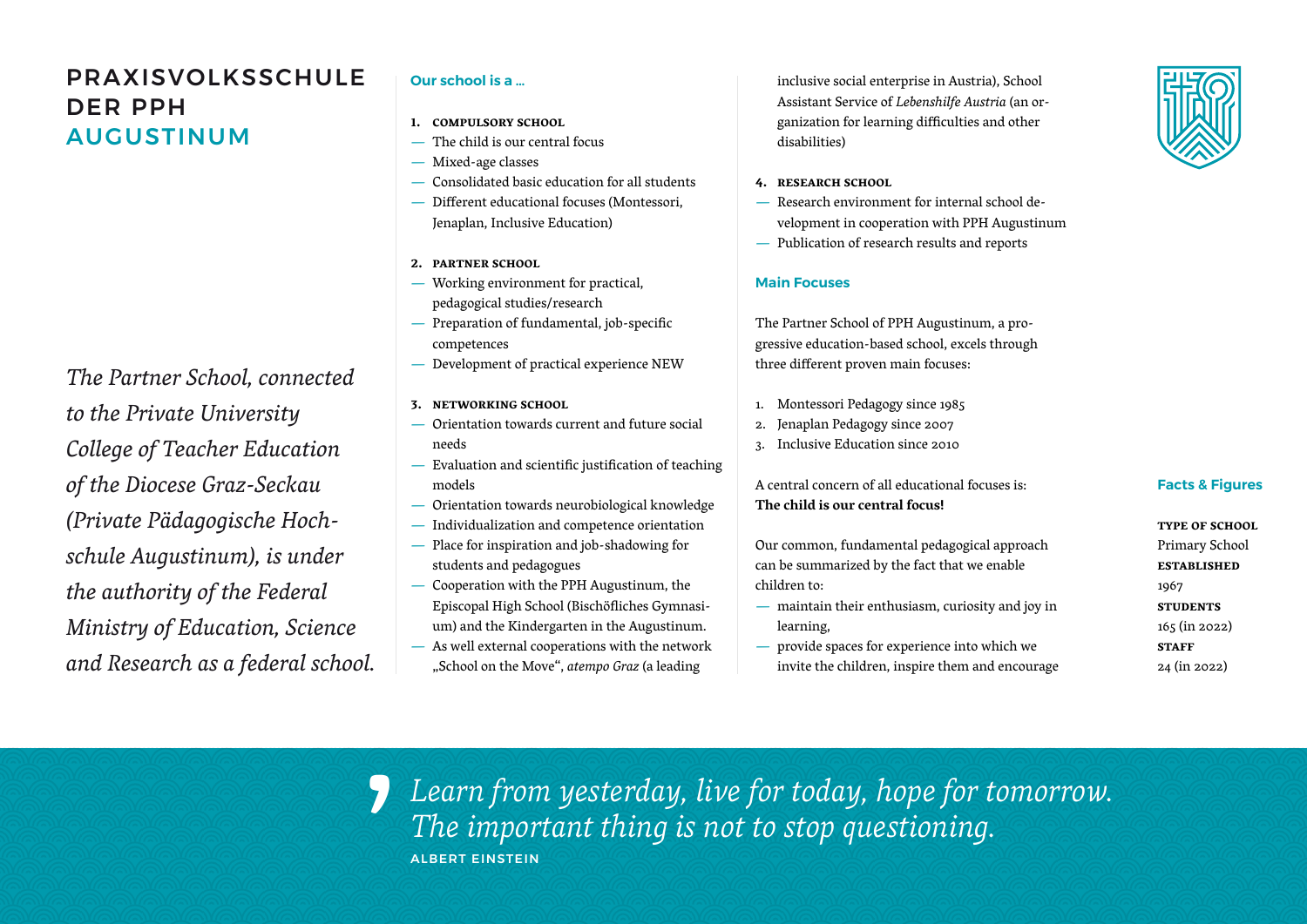# PRAXISVOLKSSCHULE DER PPH AUGUSTINUM

*The Partner School, connected to the Private University College of Teacher Education of the Diocese Graz-Seckau (Private Pädagogische Hochschule Augustinum), is under the authority of the Federal Ministry of Education, Science and Research as a federal school.*

## Our school is a …

1. **COMPULSORY SCHOOL**

— The child is our central focus
— Mixed-age classes
— Consolidated basic education for all students
— Different educational focuses (Montessori, Jenaplan, Inclusive Education)

2. **PARTNER SCHOOL**

— Working environment for practical, pedagogical studies/research
— Preparation of fundamental, job-specific competences
— Development of practical experience NEW

3. **NETWORKING SCHOOL**

— Orientation towards current and future social needs
— Evaluation and scientific justification of teaching models
— Orientation towards neurobiological knowledge
— Individualization and competence orientation
— Place for inspiration and job-shadowing for students and pedagogues
— Cooperation with the PPH Augustinum, the Episcopal High School (Bischöfliches Gymnasium) and the Kindergarten in the Augustinum.
— As well external cooperations with the network „School on the Move“, *atempo Graz* (a leading inclusive social enterprise in Austria), School Assistant Service of *Lebenshilfe Austria* (an organization for learning difficulties and other disabilities)

4. **RESEARCH SCHOOL**

— Research environment for internal school development in cooperation with PPH Augustinum
— Publication of research results and reports

## Main Focuses

The Partner School of PPH Augustinum, a progressive education-based school, excels through three different proven main focuses:

1. Montessori Pedagogy since 1985
2. Jenaplan Pedagogy since 2007
3. Inclusive Education since 2010

A central concern of all educational focuses is:
**The child is our central focus!**

Our common, fundamental pedagogical approach can be summarized by the fact that we enable children to:

— maintain their enthusiasm, curiosity and joy in learning,
— provide spaces for experience into which we invite the children, inspire them and encourage

## Facts & Figures

**TYPE OF SCHOOL**
Primary School
**ESTABLISHED**
1967
**STUDENTS**
165 (in 2022)
**STAFF**
24 (in 2022)

*Learn from yesterday, live for today, hope for tomorrow. The important thing is not to stop questioning.*

ALBERT EINSTEIN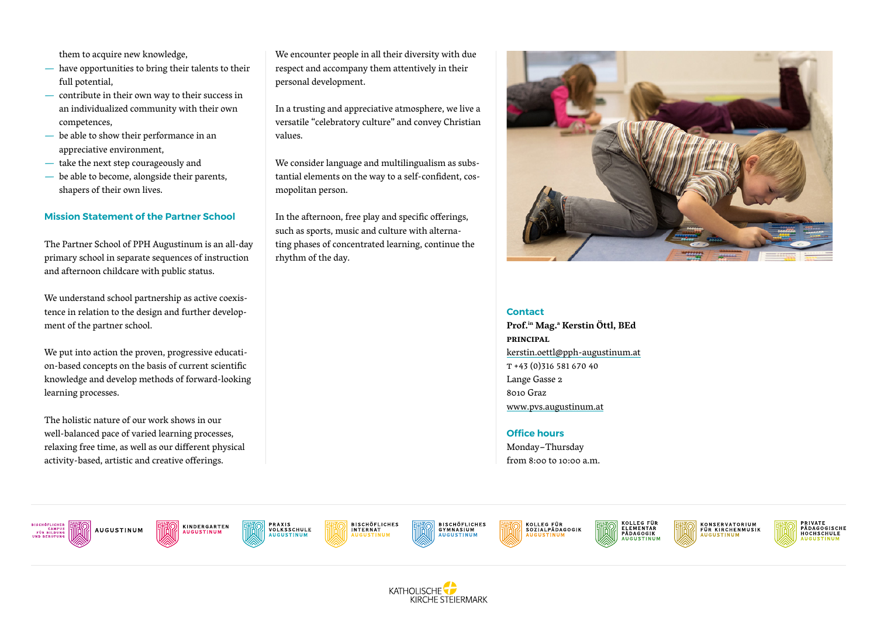them to acquire new knowledge,

- have opportunities to bring their talents to their full potential,
- contribute in their own way to their success in an individualized community with their own competences,
- be able to show their performance in an appreciative environment,
- take the next step courageously and
- be able to become, alongside their parents, shapers of their own lives.

## Mission Statement of the Partner School

The Partner School of PPH Augustinum is an all-day primary school in separate sequences of instruction and afternoon childcare with public status.

We understand school partnership as active coexistence in relation to the design and further development of the partner school.

We put into action the proven, progressive education-based concepts on the basis of current scientific knowledge and develop methods of forward-looking learning processes.

The holistic nature of our work shows in our well-balanced pace of varied learning processes, relaxing free time, as well as our different physical activity-based, artistic and creative offerings.

We encounter people in all their diversity with due respect and accompany them attentively in their personal development.

In a trusting and appreciative atmosphere, we live a versatile "celebratory culture" and convey Christian values.

We consider language and multilingualism as substantial elements on the way to a self-confident, cosmopolitan person.

In the afternoon, free play and specific offerings, such as sports, music and culture with alternating phases of concentrated learning, continue the rhythm of the day.

## Contact

**Prof.in Mag.a Kerstin Öttl, BEd**
**PRINCIPAL**
kerstin.oettl@pph-augustinum.at
T +43 (0)316 581 670 40
Lange Gasse 2
8010 Graz
www.pvs.augustinum.at

## Office hours

Monday–Thursday
from 8:00 to 10:00 a.m.

BISCHÖFLICHER CAMPUS FÜR BILDUNG UND BERUFUNG AUGUSTINUM | KINDERGARTEN AUGUSTINUM | PRAXIS VOLKSSCHULE AUGUSTINUM | BISCHÖFLICHES INTERNAT AUGUSTINUM | BISCHÖFLICHES GYMNASIUM AUGUSTINUM | KOLLEG FÜR SOZIALPÄDAGOGIK AUGUSTINUM | KOLLEG FÜR ELEMENTAR PÄDAGOGIK AUGUSTINUM | KONSERVATORIUM FÜR KIRCHENMUSIK AUGUSTINUM | PRIVATE PÄDAGOGISCHE HOCHSCHULE AUGUSTINUM

KATHOLISCHE KIRCHE STEIERMARK